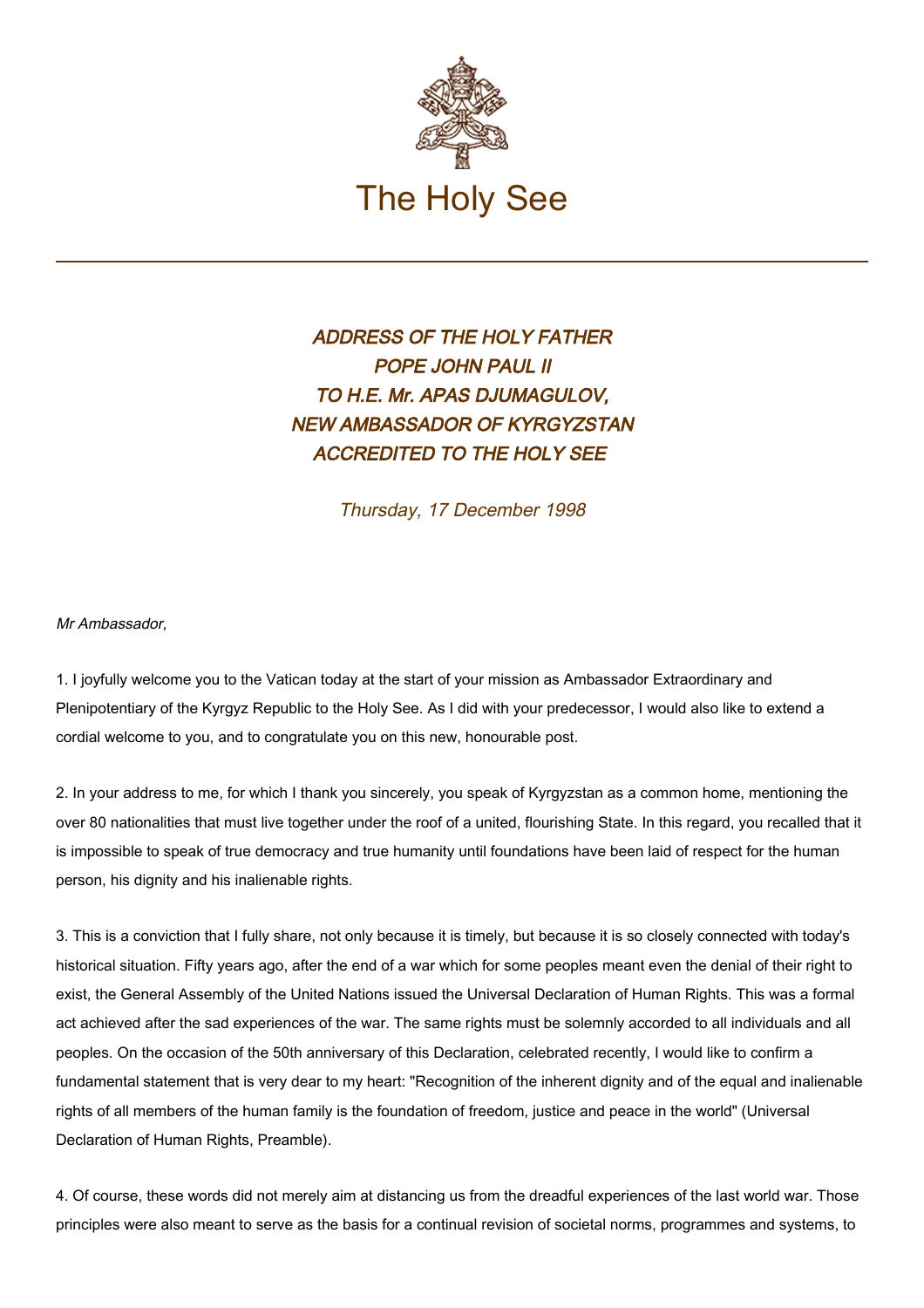# The Holy See

***ADDRESS OF THE HOLY FATHER POPE JOHN PAUL II TO H.E. Mr. APAS DJUMAGULOV, NEW AMBASSADOR OF KYRGYZSTAN ACCREDITED TO THE HOLY SEE***

*Thursday, 17 December 1998*

*Mr Ambassador,*

1. I joyfully welcome you to the Vatican today at the start of your mission as Ambassador Extraordinary and Plenipotentiary of the Kyrgyz Republic to the Holy See. As I did with your predecessor, I would also like to extend a cordial welcome to you, and to congratulate you on this new, honourable post.

2. In your address to me, for which I thank you sincerely, you speak of Kyrgyzstan as a common home, mentioning the over 80 nationalities that must live together under the roof of a united, flourishing State. In this regard, you recalled that it is impossible to speak of true democracy and true humanity until foundations have been laid of respect for the human person, his dignity and his inalienable rights.

3. This is a conviction that I fully share, not only because it is timely, but because it is so closely connected with today's historical situation. Fifty years ago, after the end of a war which for some peoples meant even the denial of their right to exist, the General Assembly of the United Nations issued the Universal Declaration of Human Rights. This was a formal act achieved after the sad experiences of the war. The same rights must be solemnly accorded to all individuals and all peoples. On the occasion of the 50th anniversary of this Declaration, celebrated recently, I would like to confirm a fundamental statement that is very dear to my heart: "Recognition of the inherent dignity and of the equal and inalienable rights of all members of the human family is the foundation of freedom, justice and peace in the world" (Universal Declaration of Human Rights, Preamble).

4. Of course, these words did not merely aim at distancing us from the dreadful experiences of the last world war. Those principles were also meant to serve as the basis for a continual revision of societal norms, programmes and systems, to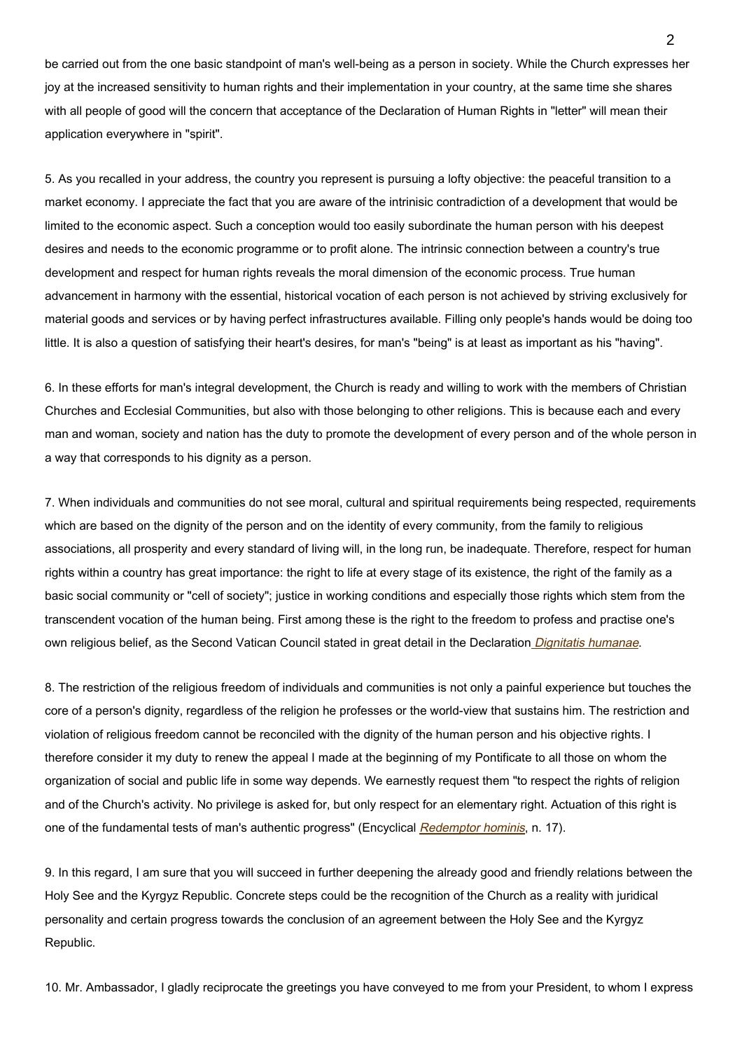be carried out from the one basic standpoint of man's well-being as a person in society. While the Church expresses her joy at the increased sensitivity to human rights and their implementation in your country, at the same time she shares with all people of good will the concern that acceptance of the Declaration of Human Rights in "letter" will mean their application everywhere in "spirit".

5. As you recalled in your address, the country you represent is pursuing a lofty objective: the peaceful transition to a market economy. I appreciate the fact that you are aware of the intrinisic contradiction of a development that would be limited to the economic aspect. Such a conception would too easily subordinate the human person with his deepest desires and needs to the economic programme or to profit alone. The intrinsic connection between a country's true development and respect for human rights reveals the moral dimension of the economic process. True human advancement in harmony with the essential, historical vocation of each person is not achieved by striving exclusively for material goods and services or by having perfect infrastructures available. Filling only people's hands would be doing too little. It is also a question of satisfying their heart's desires, for man's "being" is at least as important as his "having".

6. In these efforts for man's integral development, the Church is ready and willing to work with the members of Christian Churches and Ecclesial Communities, but also with those belonging to other religions. This is because each and every man and woman, society and nation has the duty to promote the development of every person and of the whole person in a way that corresponds to his dignity as a person.

7. When individuals and communities do not see moral, cultural and spiritual requirements being respected, requirements which are based on the dignity of the person and on the identity of every community, from the family to religious associations, all prosperity and every standard of living will, in the long run, be inadequate. Therefore, respect for human rights within a country has great importance: the right to life at every stage of its existence, the right of the family as a basic social community or "cell of society"; justice in working conditions and especially those rights which stem from the transcendent vocation of the human being. First among these is the right to the freedom to profess and practise one's own religious belief, as the Second Vatican Council stated in great detail in the Declaration *Dignitatis humanae*.

8. The restriction of the religious freedom of individuals and communities is not only a painful experience but touches the core of a person's dignity, regardless of the religion he professes or the world-view that sustains him. The restriction and violation of religious freedom cannot be reconciled with the dignity of the human person and his objective rights. I therefore consider it my duty to renew the appeal I made at the beginning of my Pontificate to all those on whom the organization of social and public life in some way depends. We earnestly request them "to respect the rights of religion and of the Church's activity. No privilege is asked for, but only respect for an elementary right. Actuation of this right is one of the fundamental tests of man's authentic progress" (Encyclical *Redemptor hominis*, n. 17).

9. In this regard, I am sure that you will succeed in further deepening the already good and friendly relations between the Holy See and the Kyrgyz Republic. Concrete steps could be the recognition of the Church as a reality with juridical personality and certain progress towards the conclusion of an agreement between the Holy See and the Kyrgyz Republic.

10. Mr. Ambassador, I gladly reciprocate the greetings you have conveyed to me from your President, to whom I express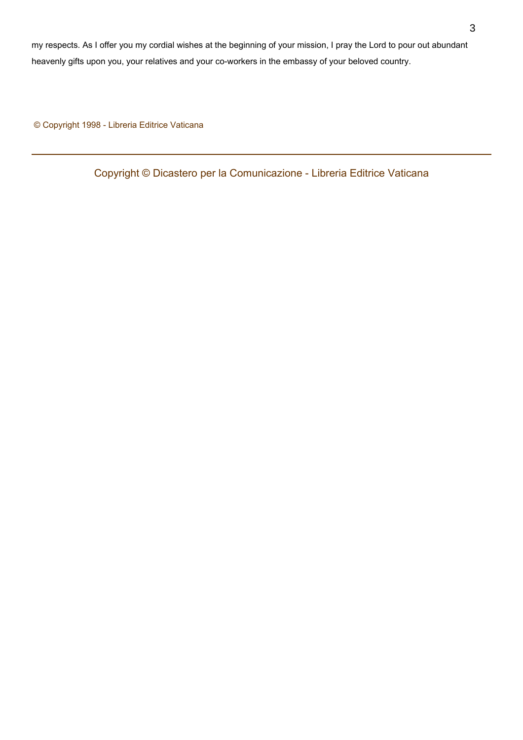my respects. As I offer you my cordial wishes at the beginning of your mission, I pray the Lord to pour out abundant heavenly gifts upon you, your relatives and your co-workers in the embassy of your beloved country.

© Copyright 1998 - Libreria Editrice Vaticana

---

Copyright © Dicastero per la Comunicazione - Libreria Editrice Vaticana